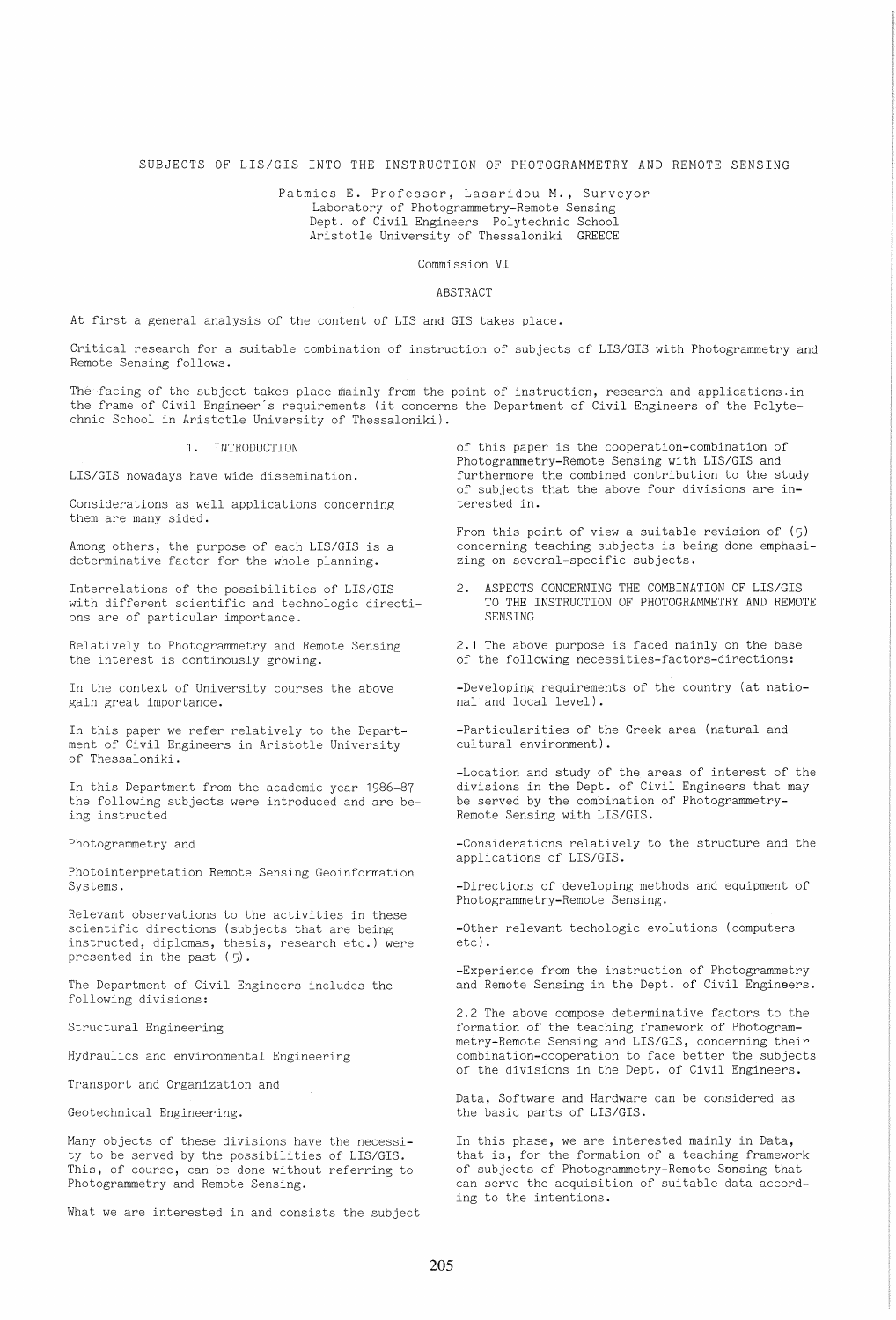# SUBJECTS OF LIS/GIS INTO THE INSTRUCTION OF PHOTOGRAMMETRY AND REMOTE SENSING

Patmios E. Professor, Lasaridou M., Surveyor
Laboratory of Photogrammetry-Remote Sensing
Dept. of Civil Engineers Polytechnic School
Aristotle University of Thessaloniki GREECE

Commission VI

## ABSTRACT

At first a general analysis of the content of LIS and GIS takes place.

Critical research for a suitable combination of instruction of subjects of LIS/GIS with Photogrammetry and Remote Sensing follows.

The facing of the subject takes place mainly from the point of instruction, research and applications.in the frame of Civil Engineer's requirements (it concerns the Department of Civil Engineers of the Polytechnic School in Aristotle University of Thessaloniki).

## 1. INTRODUCTION

LIS/GIS nowadays have wide dissemination.

Considerations as well applications concerning them are many sided.

Among others, the purpose of each LIS/GIS is a determinative factor for the whole planning.

Interrelations of the possibilities of LIS/GIS with different scientific and technologic directions are of particular importance.

Relatively to Photogrammetry and Remote Sensing the interest is continously growing.

In the context of University courses the above gain great importance.

In this paper we refer relatively to the Department of Civil Engineers in Aristotle University of Thessaloniki.

In this Department from the academic year 1986-87 the following subjects were introduced and are being instructed

Photogrammetry and

Photointerpretation Remote Sensing Geoinformation Systems.

Relevant observations to the activities in these scientific directions (subjects that are being instructed, diplomas, thesis, research etc.) were presented in the past (5).

The Department of Civil Engineers includes the following divisions:

Structural Engineering

Hydraulics and environmental Engineering

Transport and Organization and

Geotechnical Engineering.

Many objects of these divisions have the necessity to be served by the possibilities of LIS/GIS. This, of course, can be done without referring to Photogrammetry and Remote Sensing.

What we are interested in and consists the subject of this paper is the cooperation-combination of Photogrammetry-Remote Sensing with LIS/GIS and furthermore the combined contribution to the study of subjects that the above four divisions are interested in.

From this point of view a suitable revision of (5) concerning teaching subjects is being done emphasizing on several-specific subjects.

## 2. ASPECTS CONCERNING THE COMBINATION OF LIS/GIS TO THE INSTRUCTION OF PHOTOGRAMMETRY AND REMOTE SENSING

2.1 The above purpose is faced mainly on the base of the following necessities-factors-directions:

-Developing requirements of the country (at national and local level).

-Particularities of the Greek area (natural and cultural environment).

-Location and study of the areas of interest of the divisions in the Dept. of Civil Engineers that may be served by the combination of Photogrammetry-Remote Sensing with LIS/GIS.

-Considerations relatively to the structure and the applications of LIS/GIS.

-Directions of developing methods and equipment of Photogrammetry-Remote Sensing.

-Other relevant techologic evolutions (computers etc).

-Experience from the instruction of Photogrammetry and Remote Sensing in the Dept. of Civil Engineers.

2.2 The above compose determinative factors to the formation of the teaching framework of Photogrammetry-Remote Sensing and LIS/GIS, concerning their combination-cooperation to face better the subjects of the divisions in the Dept. of Civil Engineers.

Data, Software and Hardware can be considered as the basic parts of LIS/GIS.

In this phase, we are interested mainly in Data, that is, for the formation of a teaching framework of subjects of Photogrammetry-Remote Sensing that can serve the acquisition of suitable data according to the intentions.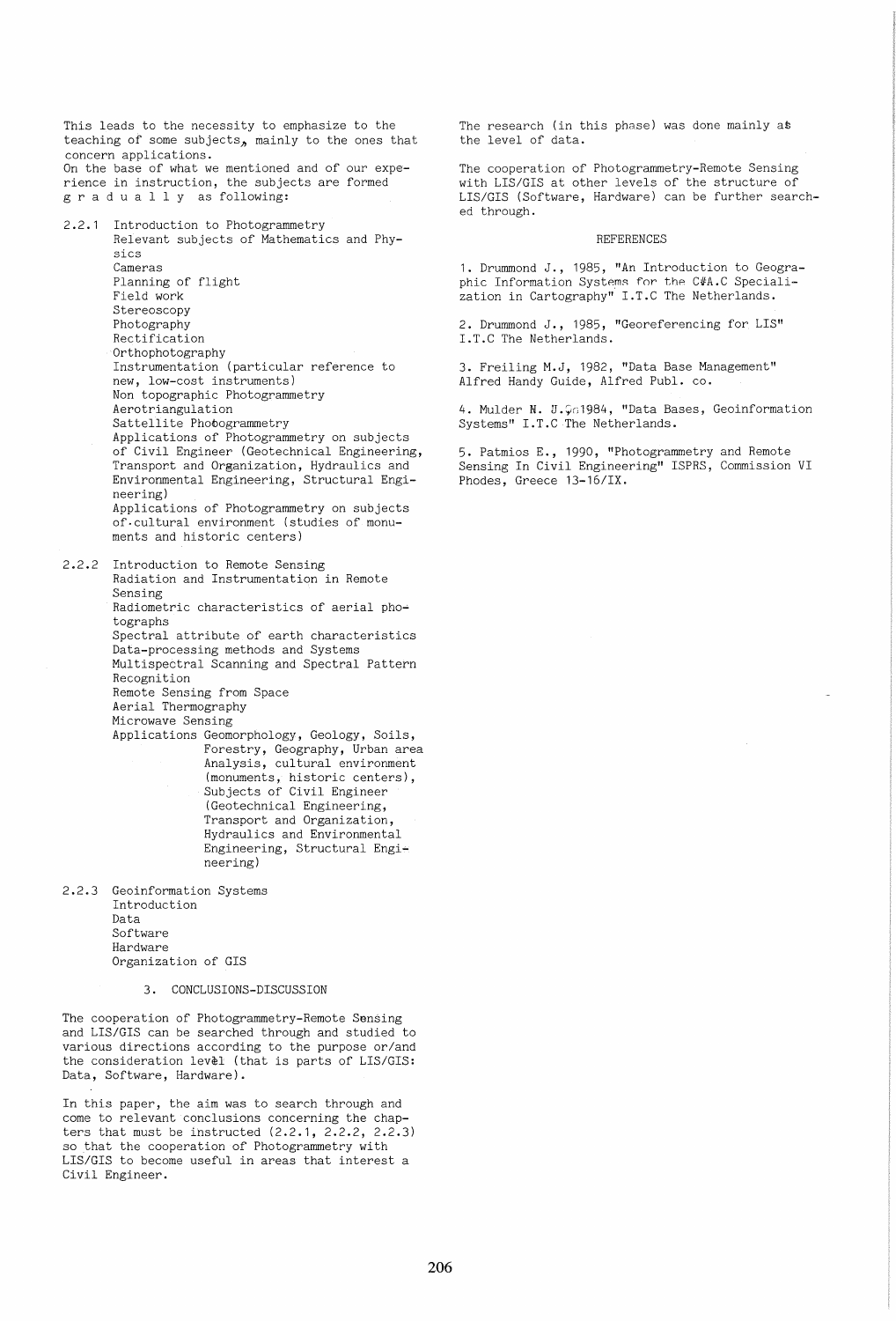This leads to the necessity to emphasize to the teaching of some subjects, mainly to the ones that concern applications.
On the base of what we mentioned and of our experience in instruction, the subjects are formed g r a d u a l l y as following:

2.2.1 Introduction to Photogrammetry
Relevant subjects of Mathematics and Physics
Cameras
Planning of flight
Field work
Stereoscopy
Photography
Rectification
Orthophotography
Instrumentation (particular reference to new, low-cost instruments)
Non topographic Photogrammetry
Aerotriangulation
Sattellite Photogrammetry
Applications of Photogrammetry on subjects of Civil Engineer (Geotechnical Engineering, Transport and Organization, Hydraulics and Environmental Engineering, Structural Engineering)
Applications of Photogrammetry on subjects of cultural environment (studies of monuments and historic centers)

2.2.2 Introduction to Remote Sensing
Radiation and Instrumentation in Remote Sensing
Radiometric characteristics of aerial photographs
Spectral attribute of earth characteristics
Data-processing methods and Systems
Multispectral Scanning and Spectral Pattern Recognition
Remote Sensing from Space
Aerial Thermography
Microwave Sensing
Applications Geomorphology, Geology, Soils, Forestry, Geography, Urban area Analysis, cultural environment (monuments, historic centers), Subjects of Civil Engineer (Geotechnical Engineering, Transport and Organization, Hydraulics and Environmental Engineering, Structural Engineering)

2.2.3 Geoinformation Systems
Introduction
Data
Software
Hardware
Organization of GIS

## 3. CONCLUSIONS-DISCUSSION

The cooperation of Photogrammetry-Remote Sensing and LIS/GIS can be searched through and studied to various directions according to the purpose or/and the consideration level (that is parts of LIS/GIS: Data, Software, Hardware).

In this paper, the aim was to search through and come to relevant conclusions concerning the chapters that must be instructed (2.2.1, 2.2.2, 2.2.3) so that the cooperation of Photogrammetry with LIS/GIS to become useful in areas that interest a Civil Engineer.

The research (in this phase) was done mainly at the level of data.

The cooperation of Photogrammetry-Remote Sensing with LIS/GIS at other levels of the structure of LIS/GIS (Software, Hardware) can be further searched through.

## REFERENCES

1. Drummond J., 1985, "An Introduction to Geographic Information Systems for the C#A.C Specialization in Cartography" I.T.C The Netherlands.

2. Drummond J., 1985, "Georeferencing for LIS" I.T.C The Netherlands.

3. Freiling M.J, 1982, "Data Base Management" Alfred Handy Guide, Alfred Publ. co.

4. Mulder N. J., 1984, "Data Bases, Geoinformation Systems" I.T.C The Netherlands.

5. Patmios E., 1990, "Photogrammetry and Remote Sensing In Civil Engineering" ISPRS, Commission VI Phodes, Greece 13-16/IX.